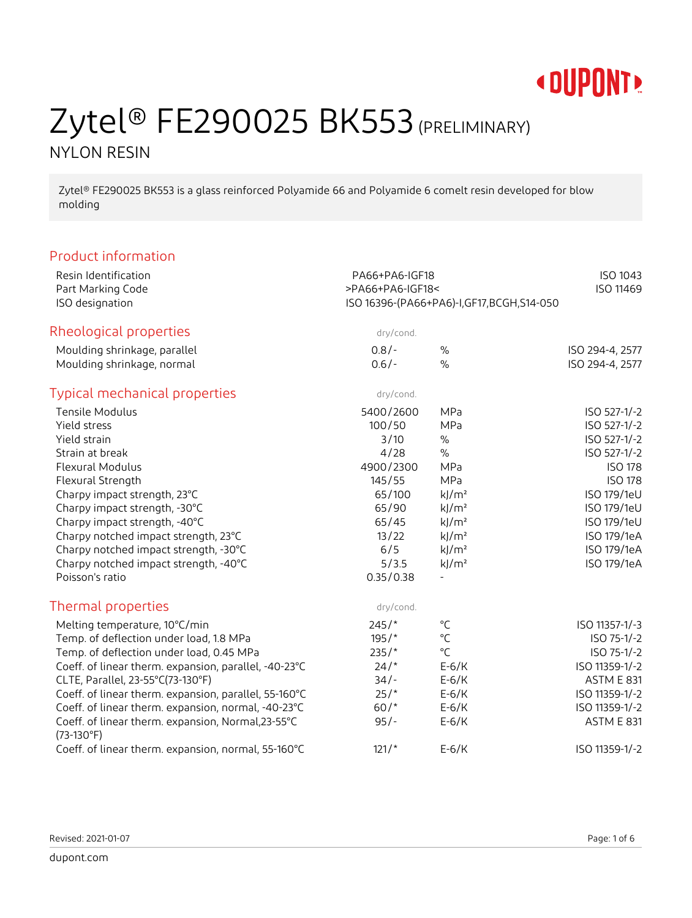# Zytel® FE290025 BK553 (PRELIMINARY)

NYLON RESIN

Zytel® FE290025 BK553 is a glass reinforced Polyamide 66 and Polyamide 6 comelt resin developed for blow molding

## Product information

| | | | |
|---|---|---|---|
| Resin Identification | PA66+PA6-IGF18 | | ISO 1043 |
| Part Marking Code | >PA66+PA6-IGF18< | | ISO 11469 |
| ISO designation | ISO 16396-(PA66+PA6)-I,GF17,BCGH,S14-050 | | |

## Rheological properties

| | dry/cond. | | |
|---|---|---|---|
| Moulding shrinkage, parallel | 0.8/- | % | ISO 294-4, 2577 |
| Moulding shrinkage, normal | 0.6/- | % | ISO 294-4, 2577 |

## Typical mechanical properties

| | dry/cond. | | |
|---|---|---|---|
| Tensile Modulus | 5400/2600 | MPa | ISO 527-1/-2 |
| Yield stress | 100/50 | MPa | ISO 527-1/-2 |
| Yield strain | 3/10 | % | ISO 527-1/-2 |
| Strain at break | 4/28 | % | ISO 527-1/-2 |
| Flexural Modulus | 4900/2300 | MPa | ISO 178 |
| Flexural Strength | 145/55 | MPa | ISO 178 |
| Charpy impact strength, 23°C | 65/100 | kJ/m² | ISO 179/1eU |
| Charpy impact strength, -30°C | 65/90 | kJ/m² | ISO 179/1eU |
| Charpy impact strength, -40°C | 65/45 | kJ/m² | ISO 179/1eU |
| Charpy notched impact strength, 23°C | 13/22 | kJ/m² | ISO 179/1eA |
| Charpy notched impact strength, -30°C | 6/5 | kJ/m² | ISO 179/1eA |
| Charpy notched impact strength, -40°C | 5/3.5 | kJ/m² | ISO 179/1eA |
| Poisson's ratio | 0.35/0.38 | - | |

## Thermal properties

| | dry/cond. | | |
|---|---|---|---|
| Melting temperature, 10°C/min | 245/* | °C | ISO 11357-1/-3 |
| Temp. of deflection under load, 1.8 MPa | 195/* | °C | ISO 75-1/-2 |
| Temp. of deflection under load, 0.45 MPa | 235/* | °C | ISO 75-1/-2 |
| Coeff. of linear therm. expansion, parallel, -40-23°C | 24/* | E-6/K | ISO 11359-1/-2 |
| CLTE, Parallel, 23-55°C(73-130°F) | 34/- | E-6/K | ASTM E 831 |
| Coeff. of linear therm. expansion, parallel, 55-160°C | 25/* | E-6/K | ISO 11359-1/-2 |
| Coeff. of linear therm. expansion, normal, -40-23°C | 60/* | E-6/K | ISO 11359-1/-2 |
| Coeff. of linear therm. expansion, Normal,23-55°C (73-130°F) | 95/- | E-6/K | ASTM E 831 |
| Coeff. of linear therm. expansion, normal, 55-160°C | 121/* | E-6/K | ISO 11359-1/-2 |

Revised: 2021-01-07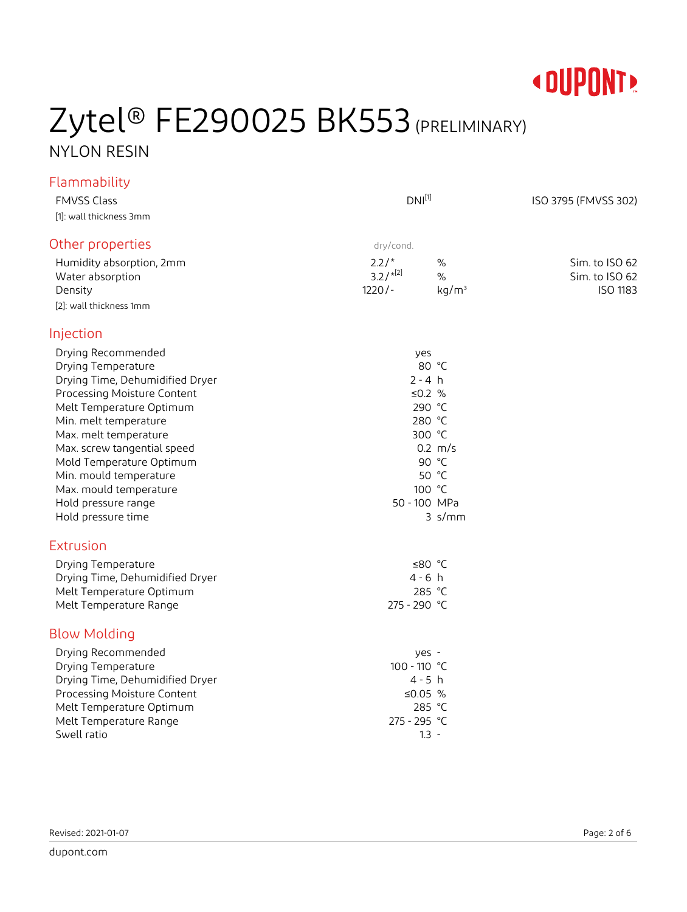# Zytel® FE290025 BK553 (PRELIMINARY)

NYLON RESIN

## Flammability

| | | |
|---|---|---|
| FMVSS Class | DNI[1] | ISO 3795 (FMVSS 302) |

[1]: wall thickness 3mm

## Other properties

| | dry/cond. | | |
|---|---|---|---|
| Humidity absorption, 2mm | 2.2/* | % | Sim. to ISO 62 |
| Water absorption | 3.2/*[2] | % | Sim. to ISO 62 |
| Density | 1220/- | kg/m³ | ISO 1183 |

[2]: wall thickness 1mm

## Injection

| | | |
|---|---|---|
| Drying Recommended | yes | |
| Drying Temperature | 80 | °C |
| Drying Time, Dehumidified Dryer | 2 - 4 | h |
| Processing Moisture Content | ≤0.2 | % |
| Melt Temperature Optimum | 290 | °C |
| Min. melt temperature | 280 | °C |
| Max. melt temperature | 300 | °C |
| Max. screw tangential speed | 0.2 | m/s |
| Mold Temperature Optimum | 90 | °C |
| Min. mould temperature | 50 | °C |
| Max. mould temperature | 100 | °C |
| Hold pressure range | 50 - 100 | MPa |
| Hold pressure time | 3 | s/mm |

## Extrusion

| | | |
|---|---|---|
| Drying Temperature | ≤80 | °C |
| Drying Time, Dehumidified Dryer | 4 - 6 | h |
| Melt Temperature Optimum | 285 | °C |
| Melt Temperature Range | 275 - 290 | °C |

## Blow Molding

| | | |
|---|---|---|
| Drying Recommended | yes | - |
| Drying Temperature | 100 - 110 | °C |
| Drying Time, Dehumidified Dryer | 4 - 5 | h |
| Processing Moisture Content | ≤0.05 | % |
| Melt Temperature Optimum | 285 | °C |
| Melt Temperature Range | 275 - 295 | °C |
| Swell ratio | 1.3 | - |

Revised: 2021-01-07

dupont.com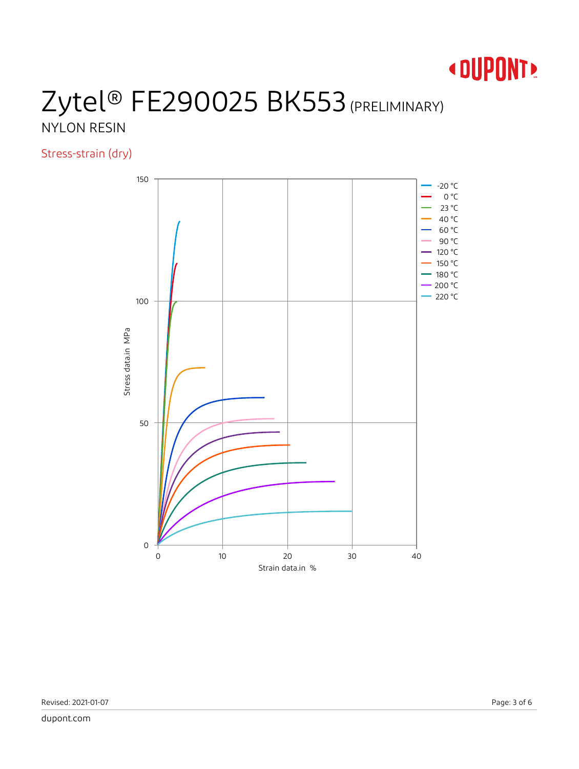# Zytel® FE290025 BK553 (PRELIMINARY)

NYLON RESIN

## Stress-strain (dry)

Stress data.in MPa

Strain data.in %

-20 °C
0 °C
23 °C
40 °C
60 °C
90 °C
120 °C
150 °C
180 °C
200 °C
220 °C

Revised: 2021-01-07

dupont.com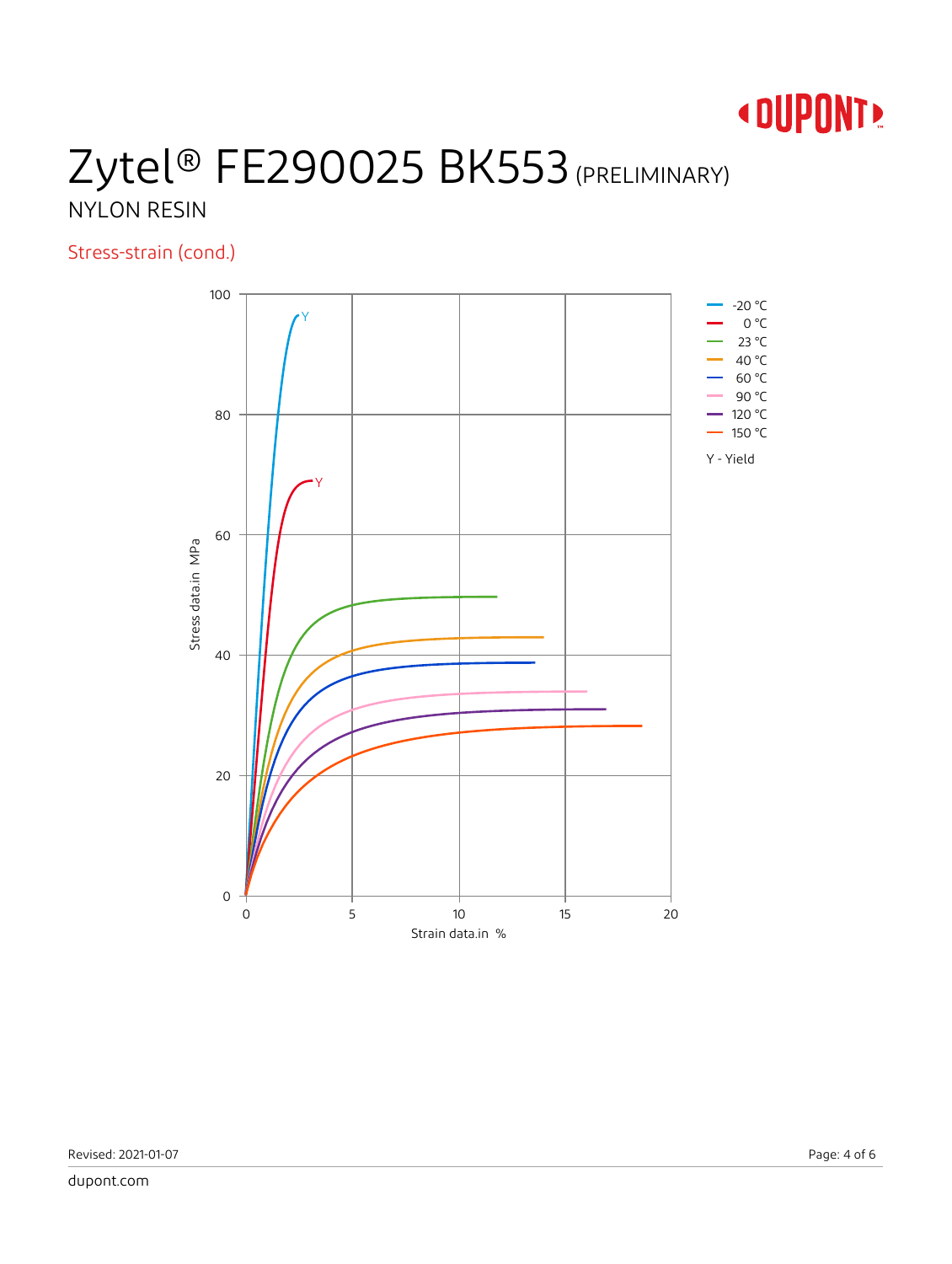# Zytel® FE290025 BK553 (PRELIMINARY)

NYLON RESIN

## Stress-strain (cond.)

Stress data.in MPa

Strain data.in %

- -20 °C
- 0 °C
- 23 °C
- 40 °C
- 60 °C
- 90 °C
- 120 °C
- 150 °C

Y - Yield

Revised: 2021-01-07

dupont.com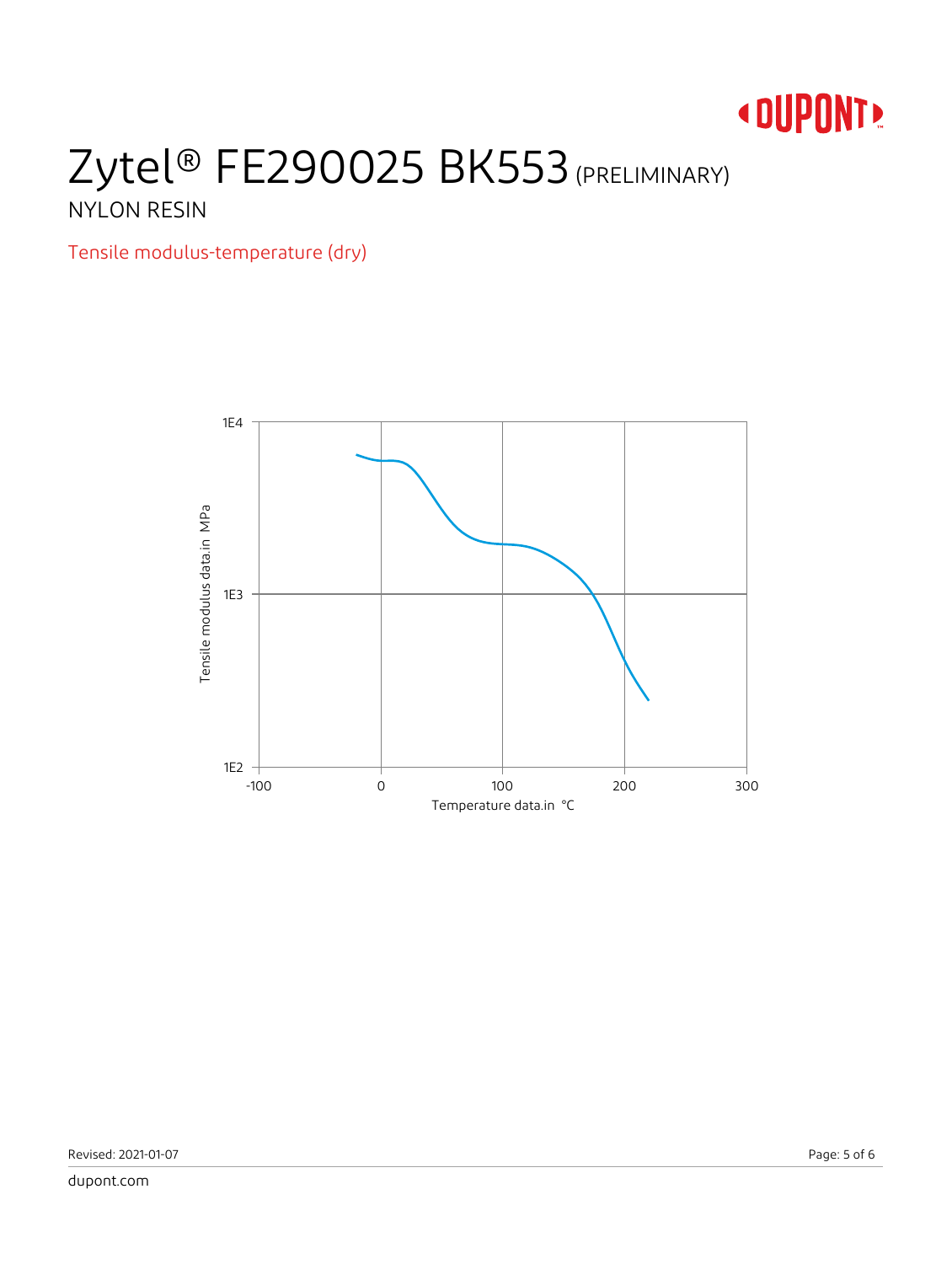# Zytel® FE290025 BK553 (PRELIMINARY)

NYLON RESIN

## Tensile modulus-temperature (dry)

Tensile modulus data.in MPa

1E4

1E3

1E2

-100 0 100 200 300

Temperature data.in °C

Revised: 2021-01-07

dupont.com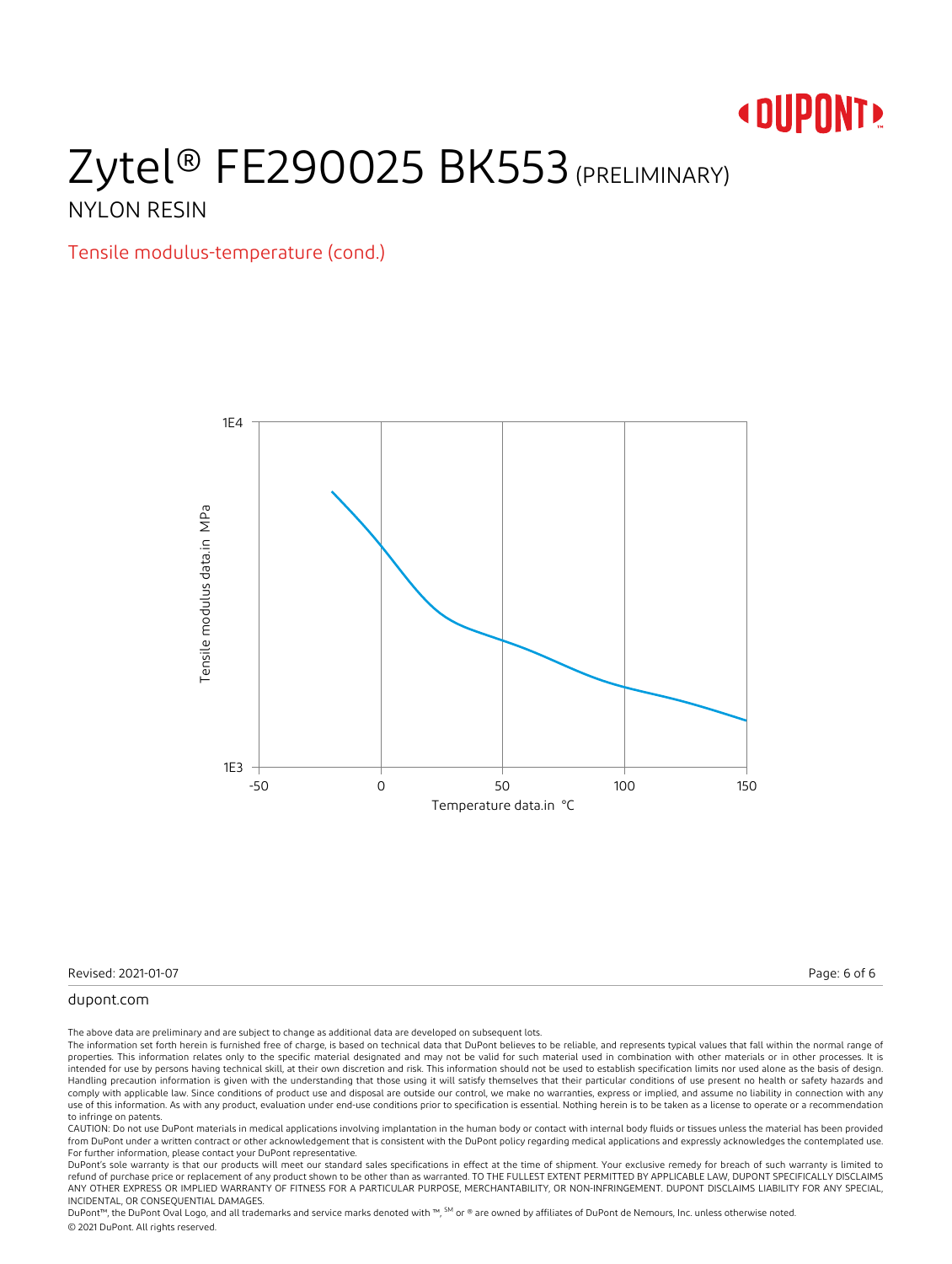# Zytel® FE290025 BK553 (PRELIMINARY)

NYLON RESIN

## Tensile modulus-temperature (cond.)

1E4

1E3

Tensile modulus data.in MPa

-50

0

50

100

150

Temperature data.in °C

Revised: 2021-01-07

dupont.com

The above data are preliminary and are subject to change as additional data are developed on subsequent lots.

The information set forth herein is furnished free of charge, is based on technical data that DuPont believes to be reliable, and represents typical values that fall within the normal range of properties. This information relates only to the specific material designated and may not be valid for such material used in combination with other materials or in other processes. It is intended for use by persons having technical skill, at their own discretion and risk. This information should not be used to establish specification limits nor used alone as the basis of design. Handling precaution information is given with the understanding that those using it will satisfy themselves that their particular conditions of use present no health or safety hazards and comply with applicable law. Since conditions of product use and disposal are outside our control, we make no warranties, express or implied, and assume no liability in connection with any use of this information. As with any product, evaluation under end-use conditions prior to specification is essential. Nothing herein is to be taken as a license to operate or a recommendation to infringe on patents.

CAUTION: Do not use DuPont materials in medical applications involving implantation in the human body or contact with internal body fluids or tissues unless the material has been provided from DuPont under a written contract or other acknowledgement that is consistent with the DuPont policy regarding medical applications and expressly acknowledges the contemplated use. For further information, please contact your DuPont representative.

DuPont's sole warranty is that our products will meet our standard sales specifications in effect at the time of shipment. Your exclusive remedy for breach of such warranty is limited to refund of purchase price or replacement of any product shown to be other than as warranted. TO THE FULLEST EXTENT PERMITTED BY APPLICABLE LAW, DUPONT SPECIFICALLY DISCLAIMS ANY OTHER EXPRESS OR IMPLIED WARRANTY OF FITNESS FOR A PARTICULAR PURPOSE, MERCHANTABILITY, OR NON-INFRINGEMENT. DUPONT DISCLAIMS LIABILITY FOR ANY SPECIAL, INCIDENTAL, OR CONSEQUENTIAL DAMAGES.

DuPont™, the DuPont Oval Logo, and all trademarks and service marks denoted with ™, SM or ® are owned by affiliates of DuPont de Nemours, Inc. unless otherwise noted.

© 2021 DuPont. All rights reserved.